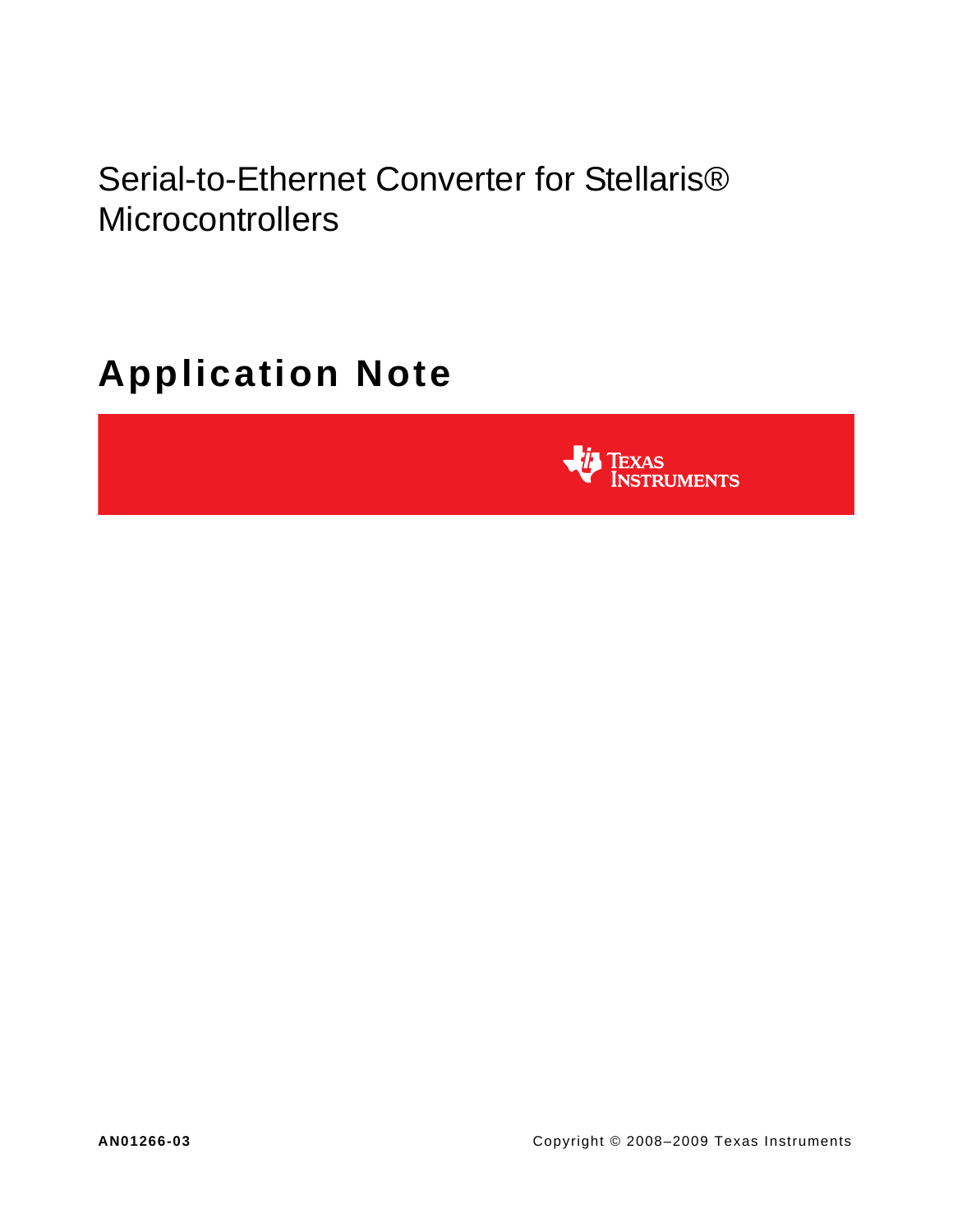# Serial-to-Ethernet Converter for Stellaris® Microcontrollers

## Application Note

Texas Instruments

**AN01266-03**

Copyright © 2008–2009 Texas Instruments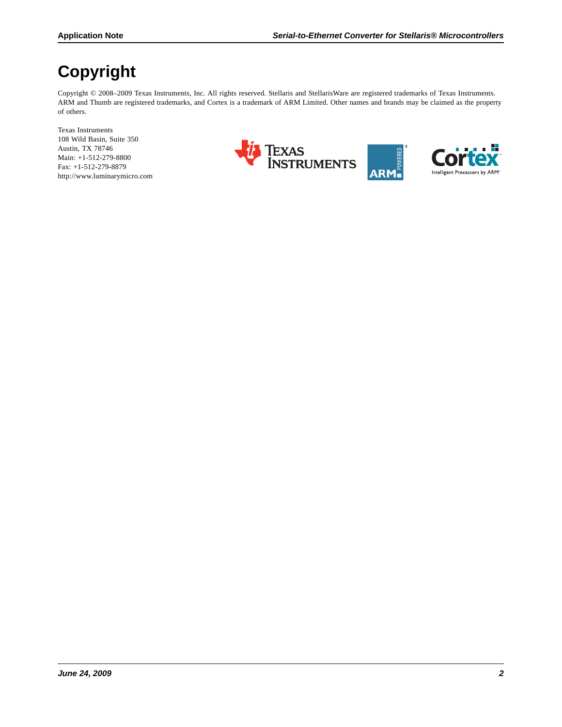# Copyright

Copyright © 2008–2009 Texas Instruments, Inc. All rights reserved. Stellaris and StellarisWare are registered trademarks of Texas Instruments. ARM and Thumb are registered trademarks, and Cortex is a trademark of ARM Limited. Other names and brands may be claimed as the property of others.

Texas Instruments
108 Wild Basin, Suite 350
Austin, TX 78746
Main: +1-512-279-8800
Fax: +1-512-279-8879
http://www.luminarymicro.com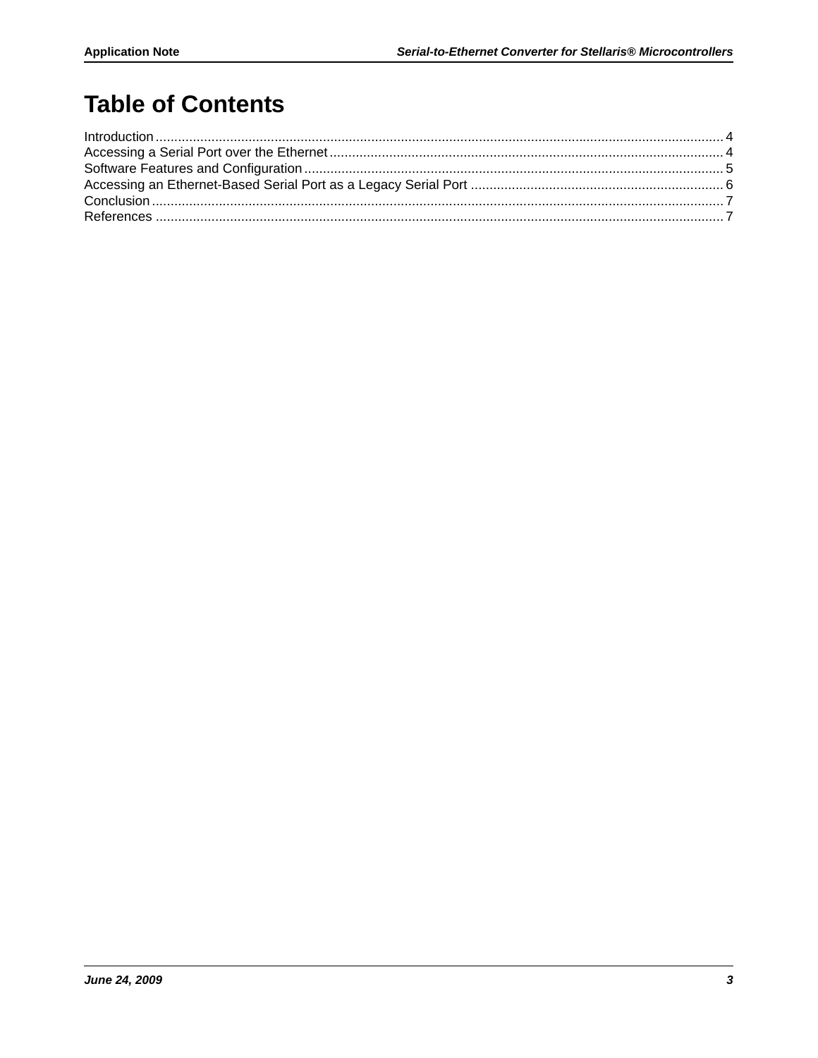# Table of Contents

Introduction........................................................................................................................................... 4
Accessing a Serial Port over the Ethernet.......................................................................................... 4
Software Features and Configuration................................................................................................ 5
Accessing an Ethernet-Based Serial Port as a Legacy Serial Port .................................................... 6
Conclusion............................................................................................................................................ 7
References ........................................................................................................................................... 7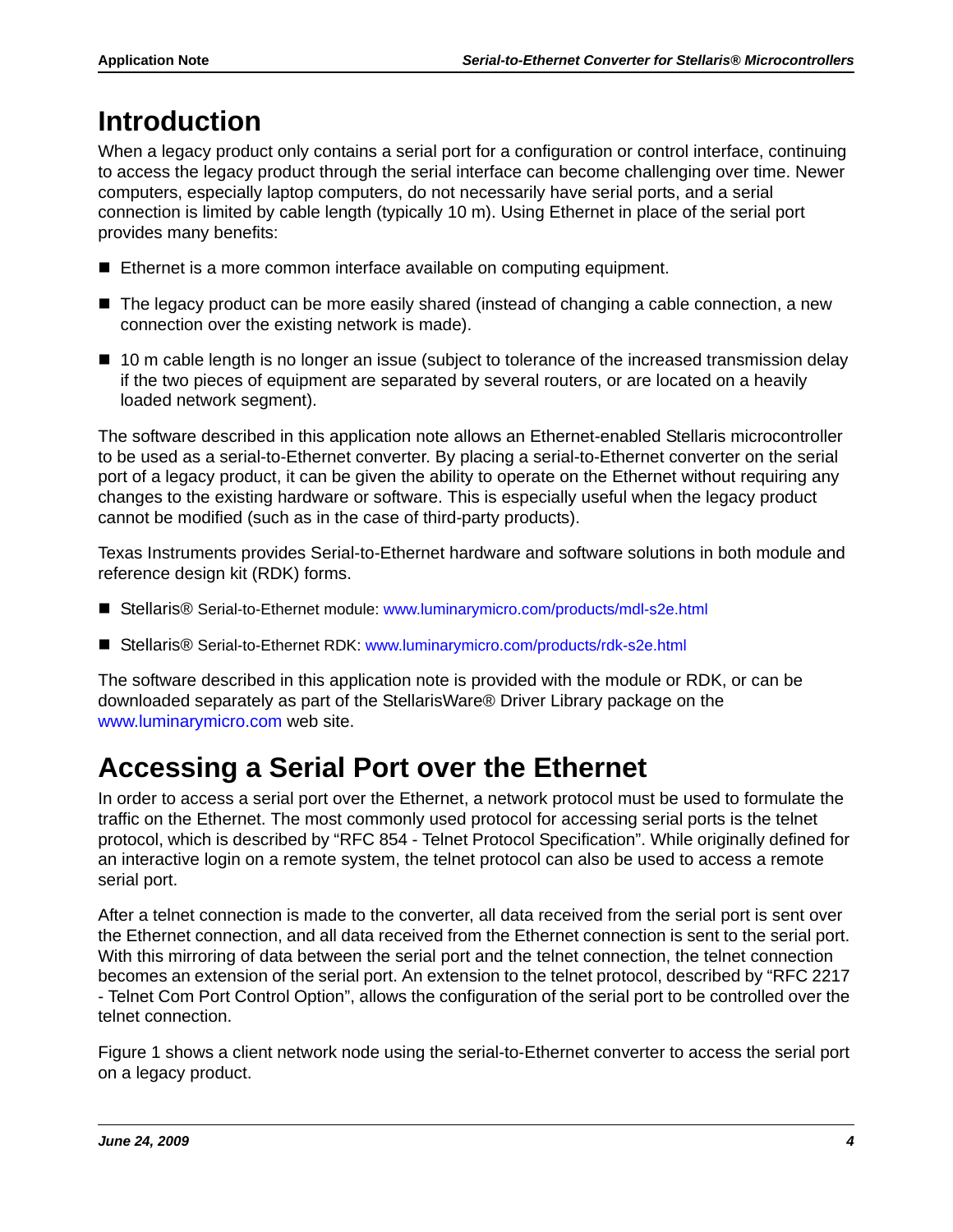# Introduction

When a legacy product only contains a serial port for a configuration or control interface, continuing to access the legacy product through the serial interface can become challenging over time. Newer computers, especially laptop computers, do not necessarily have serial ports, and a serial connection is limited by cable length (typically 10 m). Using Ethernet in place of the serial port provides many benefits:

- Ethernet is a more common interface available on computing equipment.
- The legacy product can be more easily shared (instead of changing a cable connection, a new connection over the existing network is made).
- 10 m cable length is no longer an issue (subject to tolerance of the increased transmission delay if the two pieces of equipment are separated by several routers, or are located on a heavily loaded network segment).

The software described in this application note allows an Ethernet-enabled Stellaris microcontroller to be used as a serial-to-Ethernet converter. By placing a serial-to-Ethernet converter on the serial port of a legacy product, it can be given the ability to operate on the Ethernet without requiring any changes to the existing hardware or software. This is especially useful when the legacy product cannot be modified (such as in the case of third-party products).

Texas Instruments provides Serial-to-Ethernet hardware and software solutions in both module and reference design kit (RDK) forms.

- Stellaris® Serial-to-Ethernet module: www.luminarymicro.com/products/mdl-s2e.html
- Stellaris® Serial-to-Ethernet RDK: www.luminarymicro.com/products/rdk-s2e.html

The software described in this application note is provided with the module or RDK, or can be downloaded separately as part of the StellarisWare® Driver Library package on the www.luminarymicro.com web site.

# Accessing a Serial Port over the Ethernet

In order to access a serial port over the Ethernet, a network protocol must be used to formulate the traffic on the Ethernet. The most commonly used protocol for accessing serial ports is the telnet protocol, which is described by "RFC 854 - Telnet Protocol Specification". While originally defined for an interactive login on a remote system, the telnet protocol can also be used to access a remote serial port.

After a telnet connection is made to the converter, all data received from the serial port is sent over the Ethernet connection, and all data received from the Ethernet connection is sent to the serial port. With this mirroring of data between the serial port and the telnet connection, the telnet connection becomes an extension of the serial port. An extension to the telnet protocol, described by "RFC 2217 - Telnet Com Port Control Option", allows the configuration of the serial port to be controlled over the telnet connection.

Figure 1 shows a client network node using the serial-to-Ethernet converter to access the serial port on a legacy product.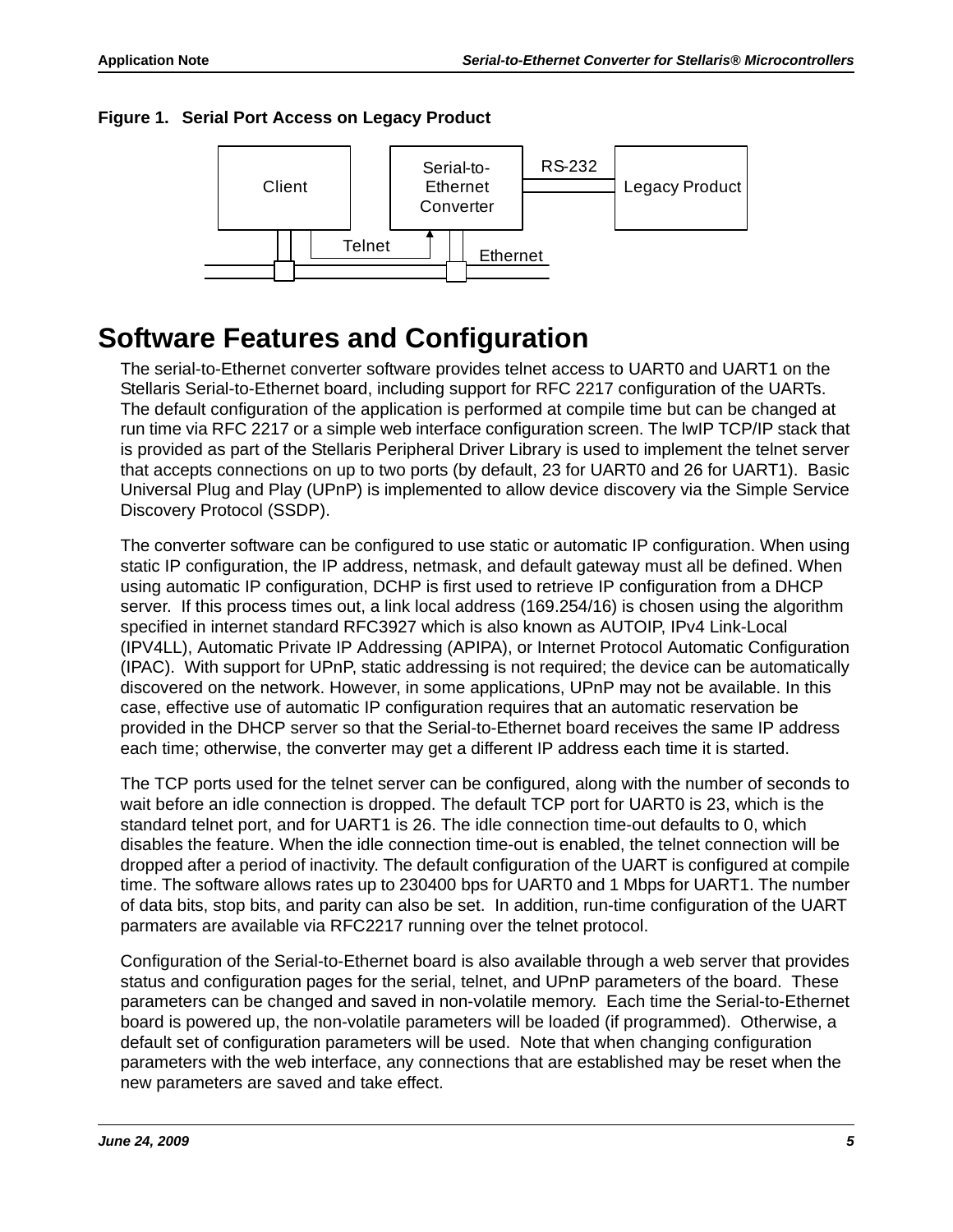**Figure 1. Serial Port Access on Legacy Product**

# Software Features and Configuration

The serial-to-Ethernet converter software provides telnet access to UART0 and UART1 on the Stellaris Serial-to-Ethernet board, including support for RFC 2217 configuration of the UARTs. The default configuration of the application is performed at compile time but can be changed at run time via RFC 2217 or a simple web interface configuration screen. The lwIP TCP/IP stack that is provided as part of the Stellaris Peripheral Driver Library is used to implement the telnet server that accepts connections on up to two ports (by default, 23 for UART0 and 26 for UART1). Basic Universal Plug and Play (UPnP) is implemented to allow device discovery via the Simple Service Discovery Protocol (SSDP).

The converter software can be configured to use static or automatic IP configuration. When using static IP configuration, the IP address, netmask, and default gateway must all be defined. When using automatic IP configuration, DCHP is first used to retrieve IP configuration from a DHCP server. If this process times out, a link local address (169.254/16) is chosen using the algorithm specified in internet standard RFC3927 which is also known as AUTOIP, IPv4 Link-Local (IPV4LL), Automatic Private IP Addressing (APIPA), or Internet Protocol Automatic Configuration (IPAC). With support for UPnP, static addressing is not required; the device can be automatically discovered on the network. However, in some applications, UPnP may not be available. In this case, effective use of automatic IP configuration requires that an automatic reservation be provided in the DHCP server so that the Serial-to-Ethernet board receives the same IP address each time; otherwise, the converter may get a different IP address each time it is started.

The TCP ports used for the telnet server can be configured, along with the number of seconds to wait before an idle connection is dropped. The default TCP port for UART0 is 23, which is the standard telnet port, and for UART1 is 26. The idle connection time-out defaults to 0, which disables the feature. When the idle connection time-out is enabled, the telnet connection will be dropped after a period of inactivity. The default configuration of the UART is configured at compile time. The software allows rates up to 230400 bps for UART0 and 1 Mbps for UART1. The number of data bits, stop bits, and parity can also be set. In addition, run-time configuration of the UART parmaters are available via RFC2217 running over the telnet protocol.

Configuration of the Serial-to-Ethernet board is also available through a web server that provides status and configuration pages for the serial, telnet, and UPnP parameters of the board. These parameters can be changed and saved in non-volatile memory. Each time the Serial-to-Ethernet board is powered up, the non-volatile parameters will be loaded (if programmed). Otherwise, a default set of configuration parameters will be used. Note that when changing configuration parameters with the web interface, any connections that are established may be reset when the new parameters are saved and take effect.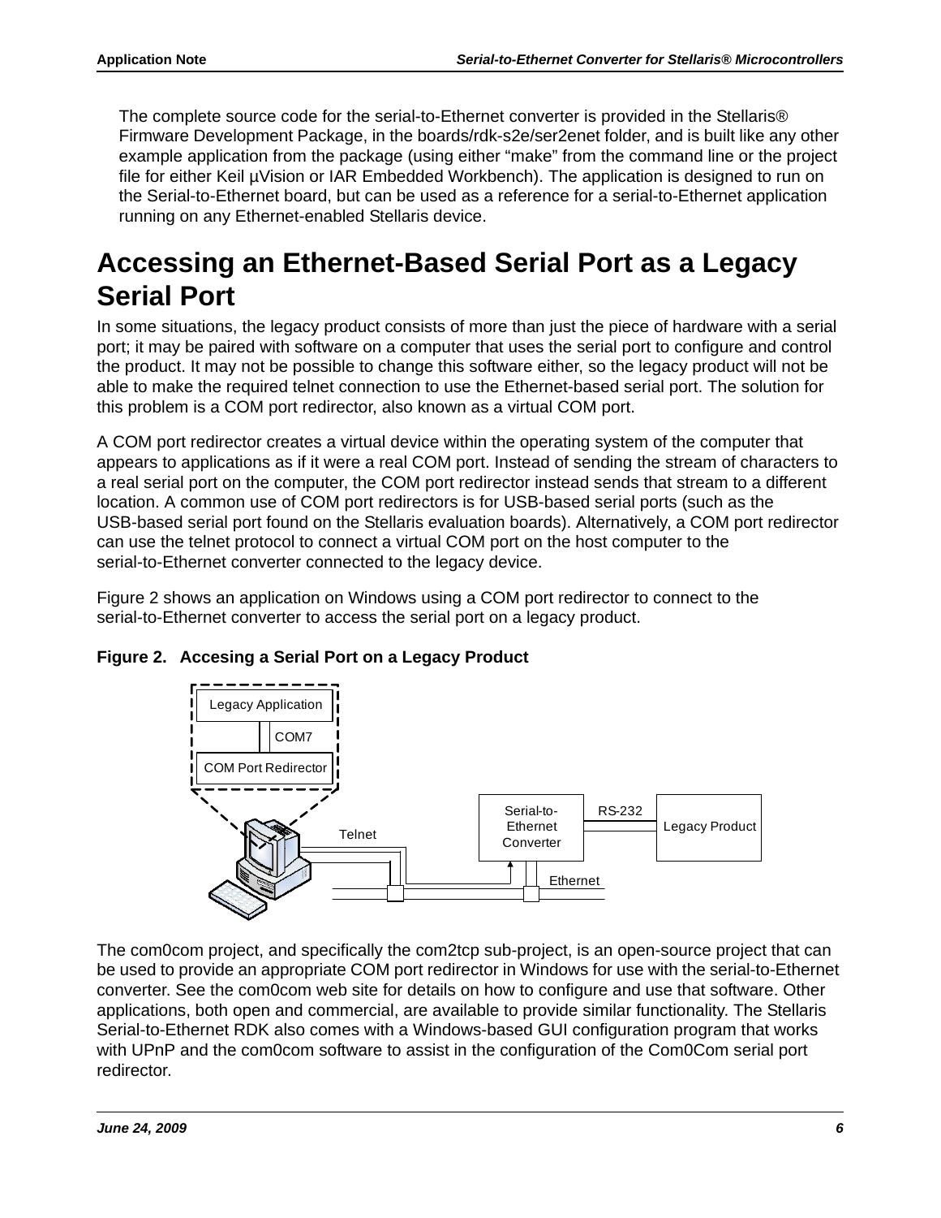The complete source code for the serial-to-Ethernet converter is provided in the Stellaris® Firmware Development Package, in the boards/rdk-s2e/ser2enet folder, and is built like any other example application from the package (using either "make" from the command line or the project file for either Keil µVision or IAR Embedded Workbench). The application is designed to run on the Serial-to-Ethernet board, but can be used as a reference for a serial-to-Ethernet application running on any Ethernet-enabled Stellaris device.

# Accessing an Ethernet-Based Serial Port as a Legacy Serial Port

In some situations, the legacy product consists of more than just the piece of hardware with a serial port; it may be paired with software on a computer that uses the serial port to configure and control the product. It may not be possible to change this software either, so the legacy product will not be able to make the required telnet connection to use the Ethernet-based serial port. The solution for this problem is a COM port redirector, also known as a virtual COM port.

A COM port redirector creates a virtual device within the operating system of the computer that appears to applications as if it were a real COM port. Instead of sending the stream of characters to a real serial port on the computer, the COM port redirector instead sends that stream to a different location. A common use of COM port redirectors is for USB-based serial ports (such as the USB-based serial port found on the Stellaris evaluation boards). Alternatively, a COM port redirector can use the telnet protocol to connect a virtual COM port on the host computer to the serial-to-Ethernet converter connected to the legacy device.

Figure 2 shows an application on Windows using a COM port redirector to connect to the serial-to-Ethernet converter to access the serial port on a legacy product.

**Figure 2. Accesing a Serial Port on a Legacy Product**

Legacy Application

COM7

COM Port Redirector

Telnet

Serial-to-Ethernet Converter

RS-232

Legacy Product

Ethernet

The com0com project, and specifically the com2tcp sub-project, is an open-source project that can be used to provide an appropriate COM port redirector in Windows for use with the serial-to-Ethernet converter. See the com0com web site for details on how to configure and use that software. Other applications, both open and commercial, are available to provide similar functionality. The Stellaris Serial-to-Ethernet RDK also comes with a Windows-based GUI configuration program that works with UPnP and the com0com software to assist in the configuration of the Com0Com serial port redirector.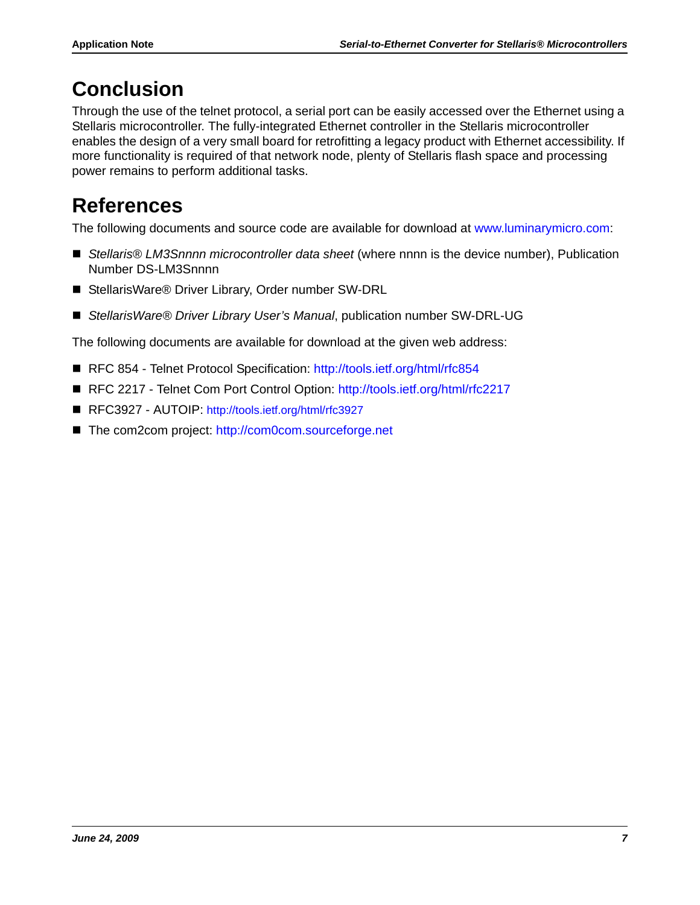# Conclusion

Through the use of the telnet protocol, a serial port can be easily accessed over the Ethernet using a Stellaris microcontroller. The fully-integrated Ethernet controller in the Stellaris microcontroller enables the design of a very small board for retrofitting a legacy product with Ethernet accessibility. If more functionality is required of that network node, plenty of Stellaris flash space and processing power remains to perform additional tasks.

# References

The following documents and source code are available for download at www.luminarymicro.com:

- *Stellaris® LM3Snnnn microcontroller data sheet* (where nnnn is the device number), Publication Number DS-LM3Snnnn
- StellarisWare® Driver Library, Order number SW-DRL
- *StellarisWare® Driver Library User's Manual*, publication number SW-DRL-UG

The following documents are available for download at the given web address:

- RFC 854 - Telnet Protocol Specification: http://tools.ietf.org/html/rfc854
- RFC 2217 - Telnet Com Port Control Option: http://tools.ietf.org/html/rfc2217
- RFC3927 - AUTOIP: http://tools.ietf.org/html/rfc3927
- The com2com project: http://com0com.sourceforge.net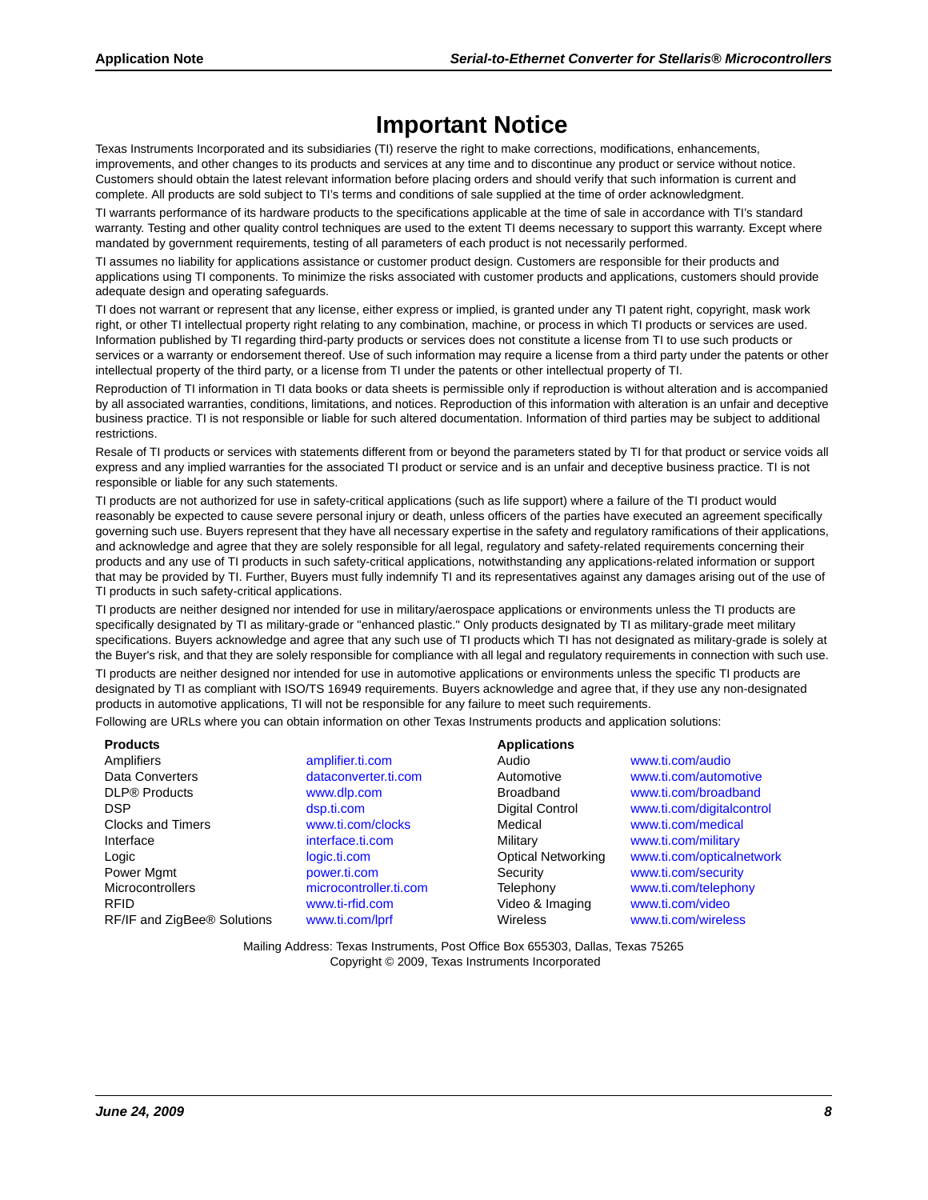# Important Notice

Texas Instruments Incorporated and its subsidiaries (TI) reserve the right to make corrections, modifications, enhancements, improvements, and other changes to its products and services at any time and to discontinue any product or service without notice. Customers should obtain the latest relevant information before placing orders and should verify that such information is current and complete. All products are sold subject to TI's terms and conditions of sale supplied at the time of order acknowledgment.

TI warrants performance of its hardware products to the specifications applicable at the time of sale in accordance with TI's standard warranty. Testing and other quality control techniques are used to the extent TI deems necessary to support this warranty. Except where mandated by government requirements, testing of all parameters of each product is not necessarily performed.

TI assumes no liability for applications assistance or customer product design. Customers are responsible for their products and applications using TI components. To minimize the risks associated with customer products and applications, customers should provide adequate design and operating safeguards.

TI does not warrant or represent that any license, either express or implied, is granted under any TI patent right, copyright, mask work right, or other TI intellectual property right relating to any combination, machine, or process in which TI products or services are used. Information published by TI regarding third-party products or services does not constitute a license from TI to use such products or services or a warranty or endorsement thereof. Use of such information may require a license from a third party under the patents or other intellectual property of the third party, or a license from TI under the patents or other intellectual property of TI.

Reproduction of TI information in TI data books or data sheets is permissible only if reproduction is without alteration and is accompanied by all associated warranties, conditions, limitations, and notices. Reproduction of this information with alteration is an unfair and deceptive business practice. TI is not responsible or liable for such altered documentation. Information of third parties may be subject to additional restrictions.

Resale of TI products or services with statements different from or beyond the parameters stated by TI for that product or service voids all express and any implied warranties for the associated TI product or service and is an unfair and deceptive business practice. TI is not responsible or liable for any such statements.

TI products are not authorized for use in safety-critical applications (such as life support) where a failure of the TI product would reasonably be expected to cause severe personal injury or death, unless officers of the parties have executed an agreement specifically governing such use. Buyers represent that they have all necessary expertise in the safety and regulatory ramifications of their applications, and acknowledge and agree that they are solely responsible for all legal, regulatory and safety-related requirements concerning their products and any use of TI products in such safety-critical applications, notwithstanding any applications-related information or support that may be provided by TI. Further, Buyers must fully indemnify TI and its representatives against any damages arising out of the use of TI products in such safety-critical applications.

TI products are neither designed nor intended for use in military/aerospace applications or environments unless the TI products are specifically designated by TI as military-grade or "enhanced plastic." Only products designated by TI as military-grade meet military specifications. Buyers acknowledge and agree that any such use of TI products which TI has not designated as military-grade is solely at the Buyer's risk, and that they are solely responsible for compliance with all legal and regulatory requirements in connection with such use.

TI products are neither designed nor intended for use in automotive applications or environments unless the specific TI products are designated by TI as compliant with ISO/TS 16949 requirements. Buyers acknowledge and agree that, if they use any non-designated products in automotive applications, TI will not be responsible for any failure to meet such requirements.

Following are URLs where you can obtain information on other Texas Instruments products and application solutions:

| **Products** | | **Applications** | |
|---|---|---|---|
| Amplifiers | amplifier.ti.com | Audio | www.ti.com/audio |
| Data Converters | dataconverter.ti.com | Automotive | www.ti.com/automotive |
| DLP® Products | www.dlp.com | Broadband | www.ti.com/broadband |
| DSP | dsp.ti.com | Digital Control | www.ti.com/digitalcontrol |
| Clocks and Timers | www.ti.com/clocks | Medical | www.ti.com/medical |
| Interface | interface.ti.com | Military | www.ti.com/military |
| Logic | logic.ti.com | Optical Networking | www.ti.com/opticalnetwork |
| Power Mgmt | power.ti.com | Security | www.ti.com/security |
| Microcontrollers | microcontroller.ti.com | Telephony | www.ti.com/telephony |
| RFID | www.ti-rfid.com | Video & Imaging | www.ti.com/video |
| RF/IF and ZigBee® Solutions | www.ti.com/lprf | Wireless | www.ti.com/wireless |

Mailing Address: Texas Instruments, Post Office Box 655303, Dallas, Texas 75265
Copyright © 2009, Texas Instruments Incorporated